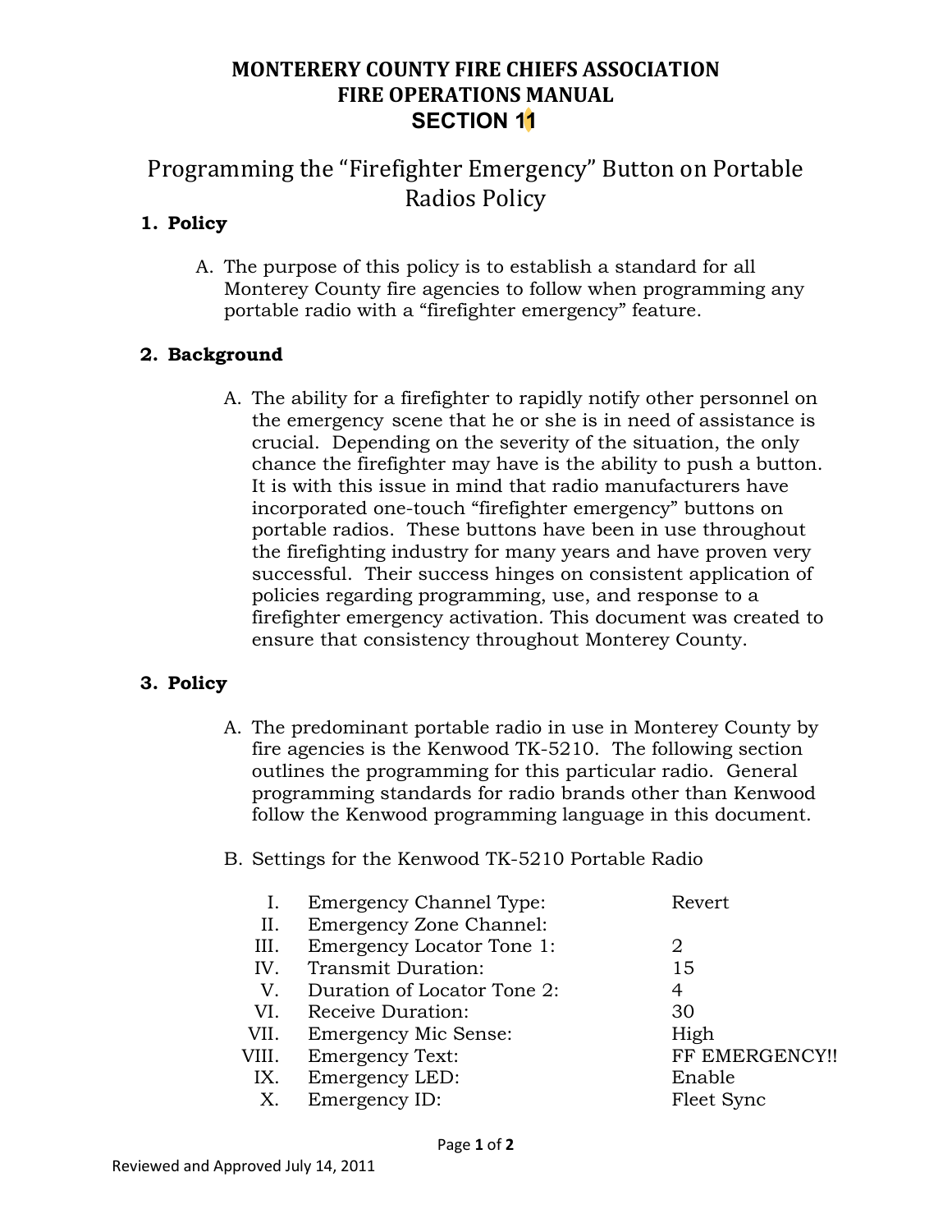# MONTERERY COUNTY FIRE CHIEFS ASSOCIATION
# FIRE OPERATIONS MANUAL
# SECTION 11

## Programming the "Firefighter Emergency" Button on Portable Radios Policy

### 1. Policy

A. The purpose of this policy is to establish a standard for all Monterey County fire agencies to follow when programming any portable radio with a "firefighter emergency" feature.

### 2. Background

A. The ability for a firefighter to rapidly notify other personnel on the emergency scene that he or she is in need of assistance is crucial. Depending on the severity of the situation, the only chance the firefighter may have is the ability to push a button. It is with this issue in mind that radio manufacturers have incorporated one-touch "firefighter emergency" buttons on portable radios. These buttons have been in use throughout the firefighting industry for many years and have proven very successful. Their success hinges on consistent application of policies regarding programming, use, and response to a firefighter emergency activation. This document was created to ensure that consistency throughout Monterey County.

### 3. Policy

A. The predominant portable radio in use in Monterey County by fire agencies is the Kenwood TK-5210. The following section outlines the programming for this particular radio. General programming standards for radio brands other than Kenwood follow the Kenwood programming language in this document.

B. Settings for the Kenwood TK-5210 Portable Radio

| | Setting | Value |
|---|---|---|
| I. | Emergency Channel Type: | Revert |
| II. | Emergency Zone Channel: | |
| III. | Emergency Locator Tone 1: | 2 |
| IV. | Transmit Duration: | 15 |
| V. | Duration of Locator Tone 2: | 4 |
| VI. | Receive Duration: | 30 |
| VII. | Emergency Mic Sense: | High |
| VIII. | Emergency Text: | FF EMERGENCY!! |
| IX. | Emergency LED: | Enable |
| X. | Emergency ID: | Fleet Sync |

Reviewed and Approved July 14, 2011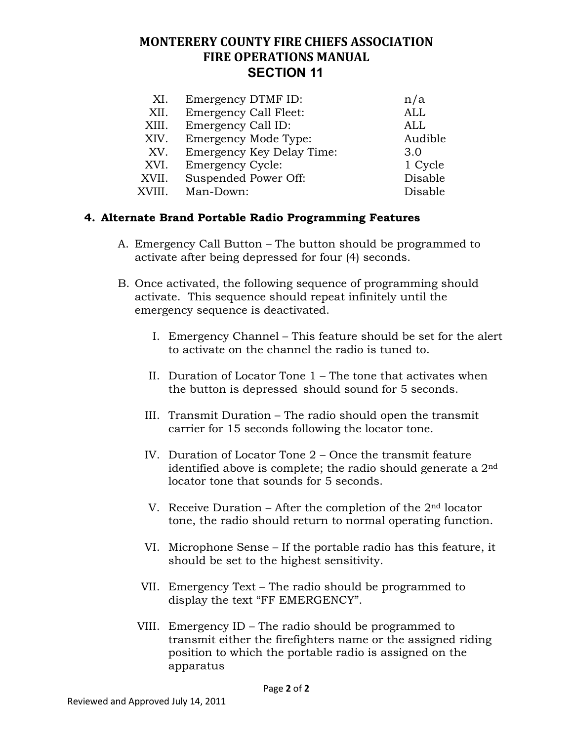| | | |
|---|---|---|
| XI. | Emergency DTMF ID: | n/a |
| XII. | Emergency Call Fleet: | ALL |
| XIII. | Emergency Call ID: | ALL |
| XIV. | Emergency Mode Type: | Audible |
| XV. | Emergency Key Delay Time: | 3.0 |
| XVI. | Emergency Cycle: | 1 Cycle |
| XVII. | Suspended Power Off: | Disable |
| XVIII. | Man-Down: | Disable |

**4. Alternate Brand Portable Radio Programming Features**

A. Emergency Call Button – The button should be programmed to activate after being depressed for four (4) seconds.

B. Once activated, the following sequence of programming should activate. This sequence should repeat infinitely until the emergency sequence is deactivated.

I. Emergency Channel – This feature should be set for the alert to activate on the channel the radio is tuned to.

II. Duration of Locator Tone 1 – The tone that activates when the button is depressed should sound for 5 seconds.

III. Transmit Duration – The radio should open the transmit carrier for 15 seconds following the locator tone.

IV. Duration of Locator Tone 2 – Once the transmit feature identified above is complete; the radio should generate a 2nd locator tone that sounds for 5 seconds.

V. Receive Duration – After the completion of the 2nd locator tone, the radio should return to normal operating function.

VI. Microphone Sense – If the portable radio has this feature, it should be set to the highest sensitivity.

VII. Emergency Text – The radio should be programmed to display the text "FF EMERGENCY".

VIII. Emergency ID – The radio should be programmed to transmit either the firefighters name or the assigned riding position to which the portable radio is assigned on the apparatus

Reviewed and Approved July 14, 2011